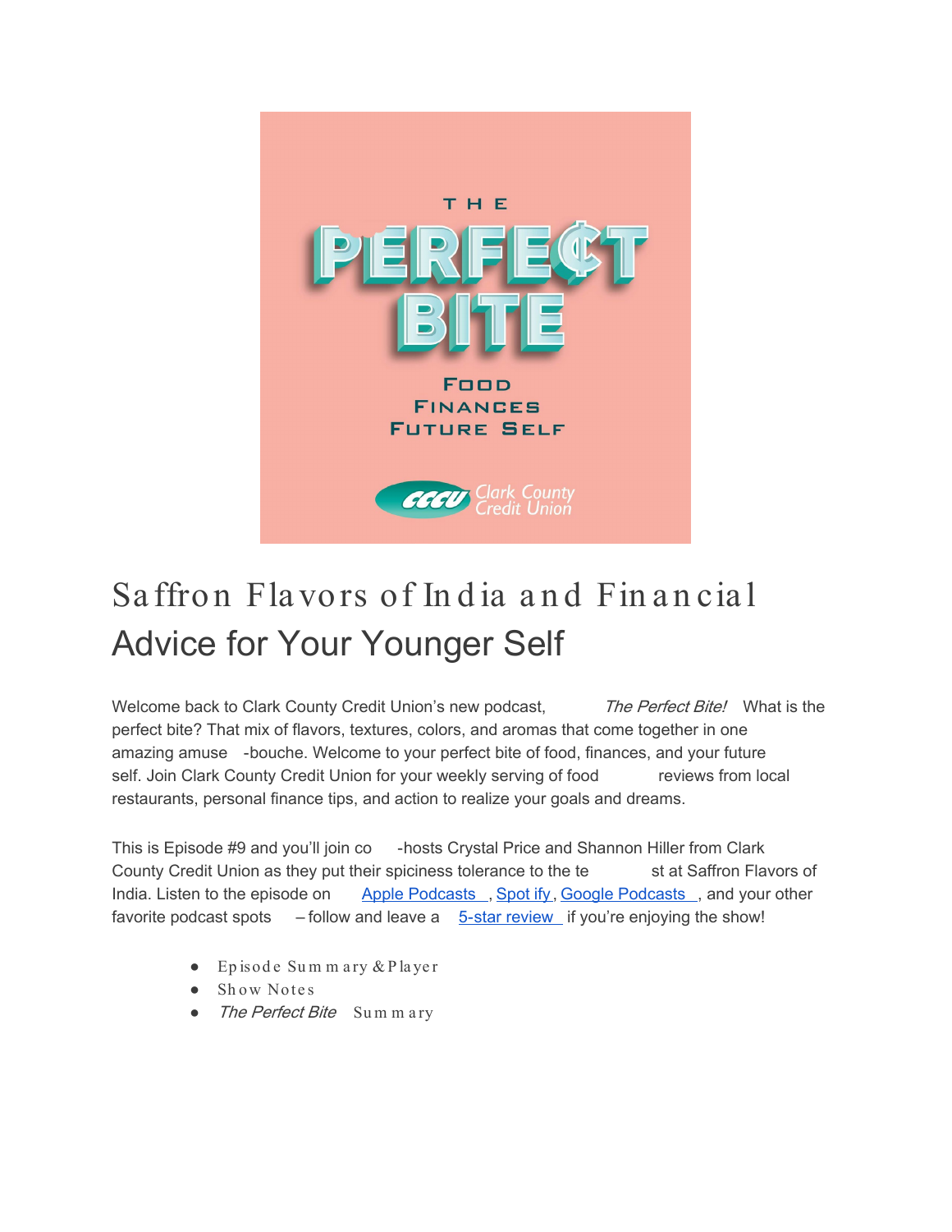# Saffron Flavors of India and Financial Advice for Your Younger Self

Welcome back to Clark County Credit Union's new podcast, *The Perfect Bite!* What is the perfect bite? That mix of flavors, textures, colors, and aromas that come together in one amazing amuse-bouche. Welcome to your perfect bite of food, finances, and your future self. Join Clark County Credit Union for your weekly serving of food reviews from local restaurants, personal finance tips, and action to realize your goals and dreams.

This is Episode #9 and you'll join co-hosts Crystal Price and Shannon Hiller from Clark County Credit Union as they put their spiciness tolerance to the test at Saffron Flavors of India. Listen to the episode on Apple Podcasts, Spotify, Google Podcasts, and your other favorite podcast spots – follow and leave a 5-star review if you're enjoying the show!

- Episode Summary & Player
- Show Notes
- *The Perfect Bite* Summary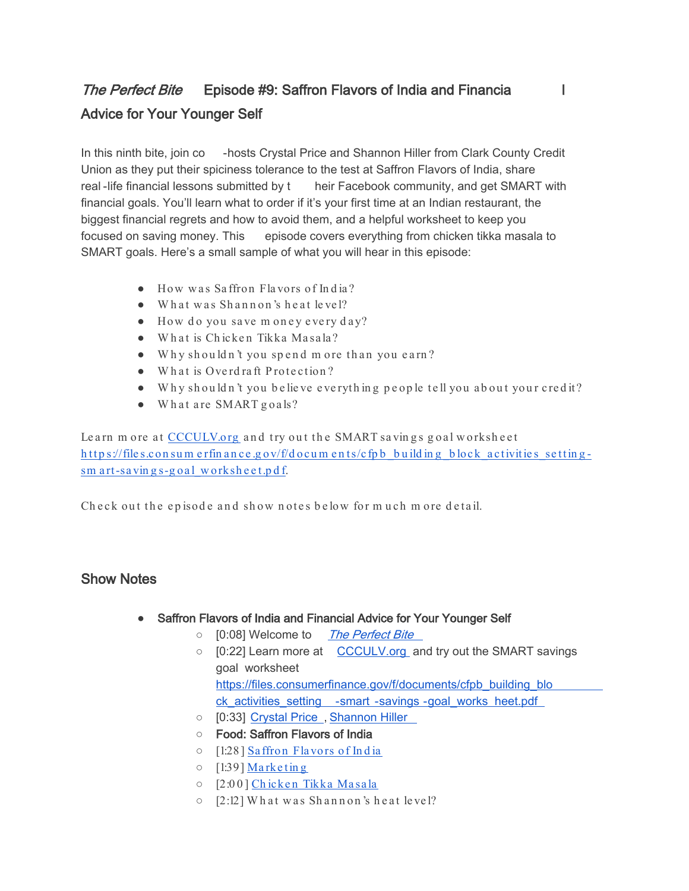## *The Perfect Bite* Episode #9: Saffron Flavors of India and Financial Advice for Your Younger Self

In this ninth bite, join co-hosts Crystal Price and Shannon Hiller from Clark County Credit Union as they put their spiciness tolerance to the test at Saffron Flavors of India, share real-life financial lessons submitted by their Facebook community, and get SMART with financial goals. You'll learn what to order if it's your first time at an Indian restaurant, the biggest financial regrets and how to avoid them, and a helpful worksheet to keep you focused on saving money. This episode covers everything from chicken tikka masala to SMART goals. Here's a small sample of what you will hear in this episode:

- How was Saffron Flavors of India?
- What was Shannon's heat level?
- How do you save money every day?
- What is Chicken Tikka Masala?
- Why shouldn't you spend more than you earn?
- What is Overdraft Protection?
- Why shouldn't you believe everything people tell you about your credit?
- What are SMART goals?

Learn more at CCCULV.org and try out the SMART savings goal worksheet https://files.consumerfinance.gov/f/documents/cfpb_building_block_activities_setting-smart-savings-goal_worksheet.pdf.

Check out the episode and show notes below for much more detail.

## Show Notes

- **Saffron Flavors of India and Financial Advice for Your Younger Self**
  - [0:08] Welcome to *The Perfect Bite*
  - [0:22] Learn more at CCCULV.org and try out the SMART savings goal worksheet https://files.consumerfinance.gov/f/documents/cfpb_building_block_activities_setting-smart-savings-goal_worksheet.pdf
  - [0:33] Crystal Price, Shannon Hiller
  - **Food: Saffron Flavors of India**
  - [1:28] Saffron Flavors of India
  - [1:39] Marketing
  - [2:00] Chicken Tikka Masala
  - [2:12] What was Shannon's heat level?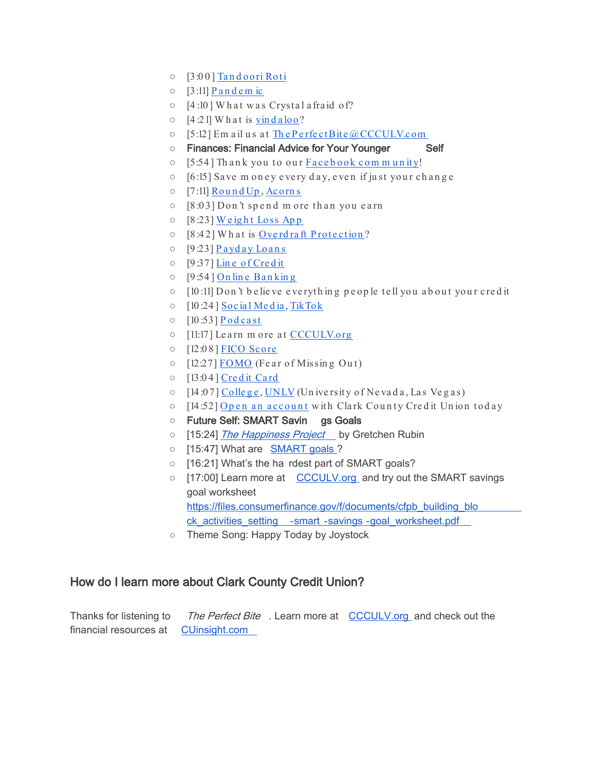- [3:00] Tandoori Roti
- [3:11] Pandemic
- [4:10] What was Crystal afraid of?
- [4:21] What is vindaloo?
- [5:12] Email us at ThePerfectBite@CCCULV.com
- **Finances: Financial Advice for Your Younger Self**
- [5:54] Thank you to our Facebook community!
- [6:15] Save money every day, even if just your change
- [7:11] RoundUp, Acorns
- [8:03] Don't spend more than you earn
- [8:23] Weight Loss App
- [8:42] What is Overdraft Protection?
- [9:23] Payday Loans
- [9:37] Line of Credit
- [9:54] Online Banking
- [10:11] Don't believe everything people tell you about your credit
- [10:24] Social Media, TikTok
- [10:53] Podcast
- [11:17] Learn more at CCCULV.org
- [12:08] FICO Score
- [12:27] FOMO (Fear of Missing Out)
- [13:04] Credit Card
- [14:07] College, UNLV (University of Nevada, Las Vegas)
- [14:52] Open an account with Clark County Credit Union today
- **Future Self: SMART Savings Goals**
- [15:24] *The Happiness Project* by Gretchen Rubin
- [15:47] What are SMART goals?
- [16:21] What's the hardest part of SMART goals?
- [17:00] Learn more at CCCULV.org and try out the SMART savings goal worksheet https://files.consumerfinance.gov/f/documents/cfpb_building_block_activities_setting-smart-savings-goal_worksheet.pdf
- Theme Song: Happy Today by Joystock

## How do I learn more about Clark County Credit Union?

Thanks for listening to *The Perfect Bite*. Learn more at CCCULV.org and check out the financial resources at CUinsight.com